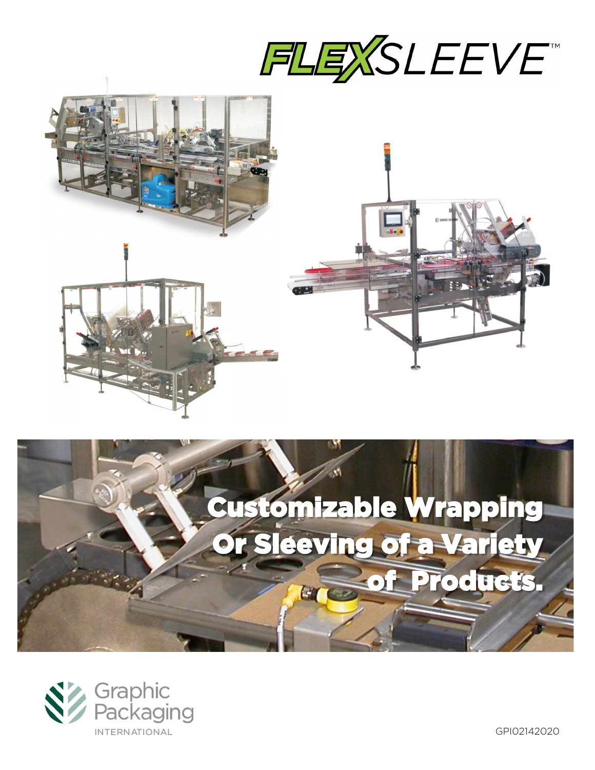# FLEXSLEEVE™

## Customizable Wrapping Or Sleeving of a Variety of Products.

Graphic Packaging INTERNATIONAL

GPI02142020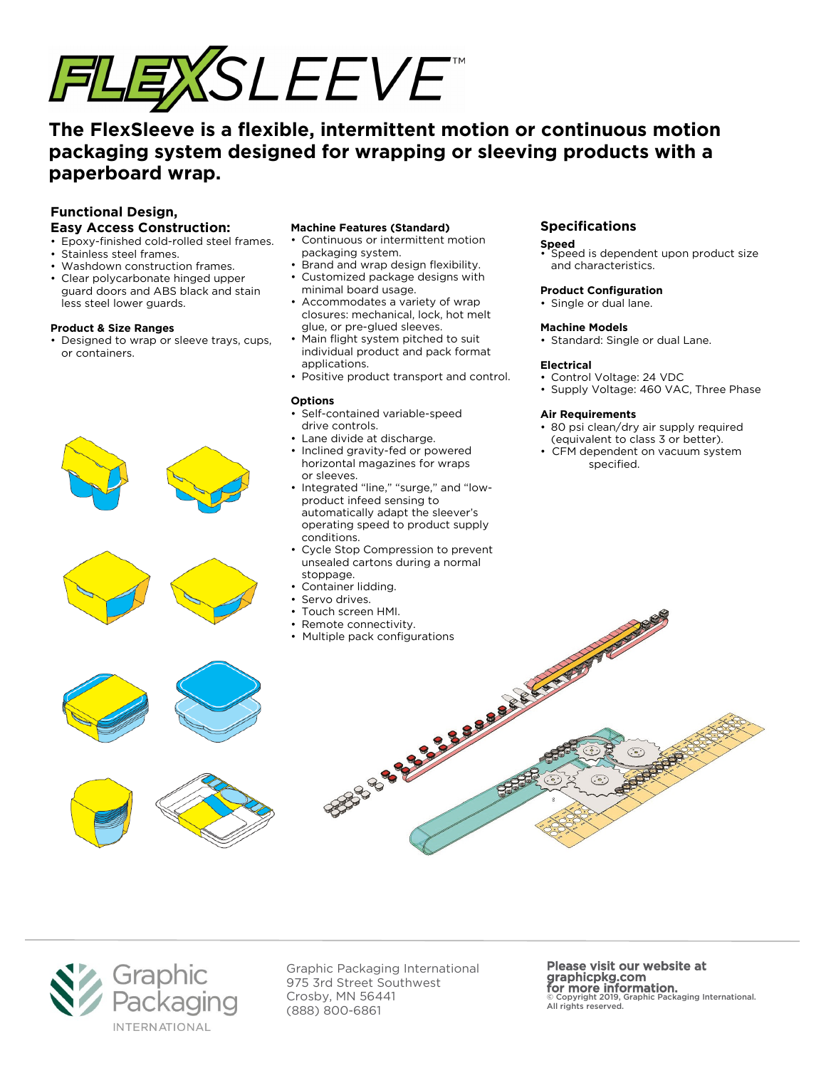# FLEXSLEEVE™

## The FlexSleeve is a flexible, intermittent motion or continuous motion packaging system designed for wrapping or sleeving products with a paperboard wrap.

### Functional Design, Easy Access Construction:

- Epoxy-finished cold-rolled steel frames.
- Stainless steel frames.
- Washdown construction frames.
- Clear polycarbonate hinged upper guard doors and ABS black and stain less steel lower guards.

#### Product & Size Ranges

- Designed to wrap or sleeve trays, cups, or containers.

#### Machine Features (Standard)

- Continuous or intermittent motion packaging system.
- Brand and wrap design flexibility.
- Customized package designs with minimal board usage.
- Accommodates a variety of wrap closures: mechanical, lock, hot melt glue, or pre-glued sleeves.
- Main flight system pitched to suit individual product and pack format applications.
- Positive product transport and control.

#### Options

- Self-contained variable-speed drive controls.
- Lane divide at discharge.
- Inclined gravity-fed or powered horizontal magazines for wraps or sleeves.
- Integrated "line," "surge," and "low-product infeed sensing to automatically adapt the sleever's operating speed to product supply conditions.
- Cycle Stop Compression to prevent unsealed cartons during a normal stoppage.
- Container lidding.
- Servo drives.
- Touch screen HMI.
- Remote connectivity.
- Multiple pack configurations

### Specifications

#### Speed

- Speed is dependent upon product size and characteristics.

#### Product Configuration

- Single or dual lane.

#### Machine Models

- Standard: Single or dual Lane.

#### Electrical

- Control Voltage: 24 VDC
- Supply Voltage: 460 VAC, Three Phase

#### Air Requirements

- 80 psi clean/dry air supply required (equivalent to class 3 or better).
- CFM dependent on vacuum system specified.

---

Graphic Packaging International
975 3rd Street Southwest
Crosby, MN 56441
(888) 800-6861

**Please visit our website at graphicpkg.com for more information.**
© Copyright 2019, Graphic Packaging International. All rights reserved.